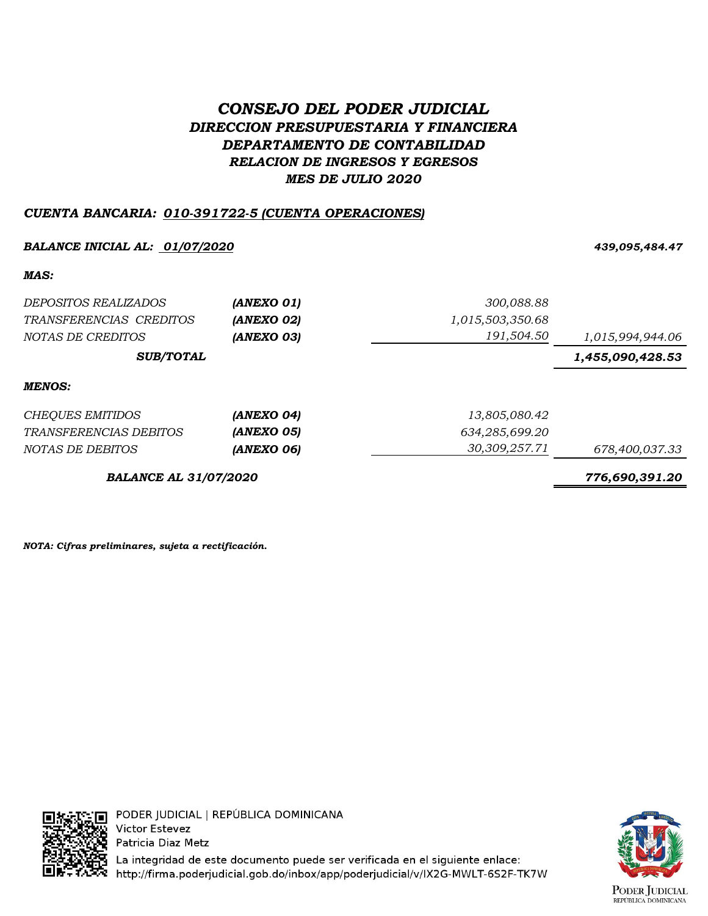# *CONSEJO DEL PODER JUDICIAL*

## *DIRECCION PRESUPUESTARIA Y FINANCIERA*

## *DEPARTAMENTO DE CONTABILIDAD*

### *RELACION DE INGRESOS Y EGRESOS*

### *MES DE JULIO 2020*

***CUENTA BANCARIA: 010-391722-5 (CUENTA OPERACIONES)***

| | | | |
|---|---|---|---|
| ***BALANCE INICIAL AL: 01/07/2020*** | | | ***439,095,484.47*** |
| ***MAS:*** | | | |
| *DEPOSITOS REALIZADOS* | ***(ANEXO 01)*** | *300,088.88* | |
| *TRANSFERENCIAS CREDITOS* | ***(ANEXO 02)*** | *1,015,503,350.68* | |
| *NOTAS DE CREDITOS* | ***(ANEXO 03)*** | *191,504.50* | *1,015,994,944.06* |
| ***SUB/TOTAL*** | | | ***1,455,090,428.53*** |
| ***MENOS:*** | | | |
| *CHEQUES EMITIDOS* | ***(ANEXO 04)*** | *13,805,080.42* | |
| *TRANSFERENCIAS DEBITOS* | ***(ANEXO 05)*** | *634,285,699.20* | |
| *NOTAS DE DEBITOS* | ***(ANEXO 06)*** | *30,309,257.71* | *678,400,037.33* |
| ***BALANCE AL 31/07/2020*** | | | ***776,690,391.20*** |

***NOTA: Cifras preliminares, sujeta a rectificación.***

PODER JUDICIAL | REPÚBLICA DOMINICANA
Victor Estevez
Patricia Diaz Metz
La integridad de este documento puede ser verificada en el siguiente enlace:
http://firma.poderjudicial.gob.do/inbox/app/poderjudicial/v/IX2G-MWLT-6S2F-TK7W

PODER JUDICIAL
REPÚBLICA DOMINICANA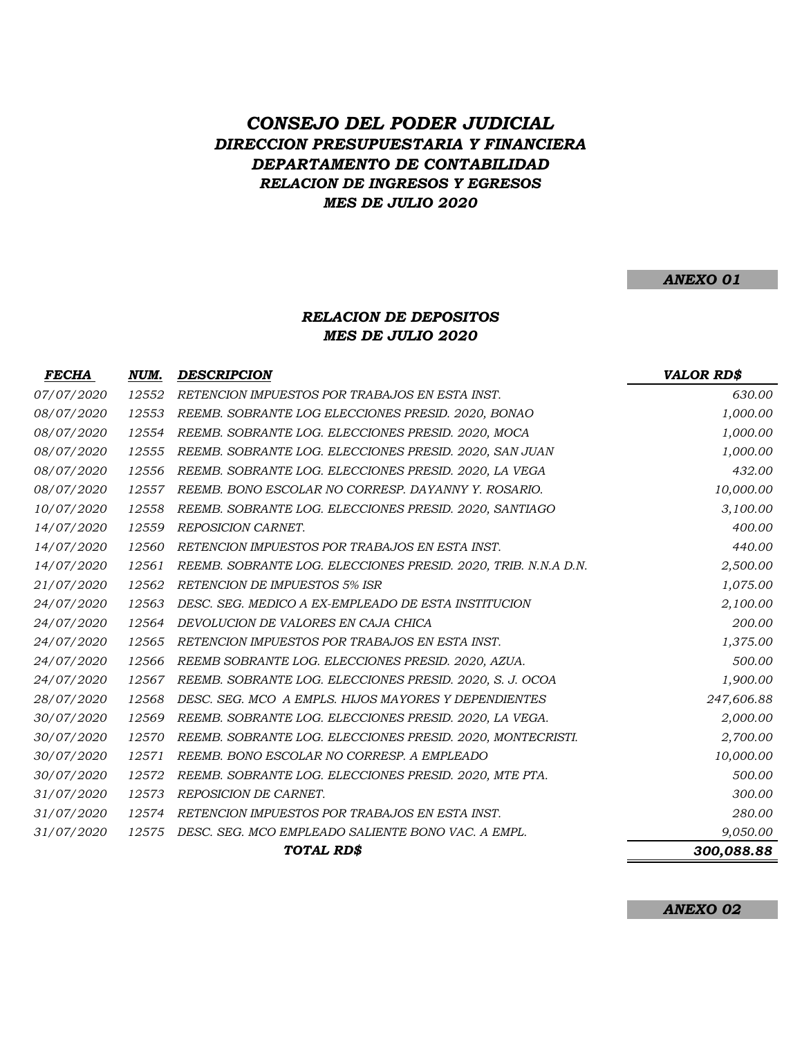# *CONSEJO DEL PODER JUDICIAL*

## *DIRECCION PRESUPUESTARIA Y FINANCIERA*

## *DEPARTAMENTO DE CONTABILIDAD*

### *RELACION DE INGRESOS Y EGRESOS*

### *MES DE JULIO 2020*

***ANEXO 01***

### *RELACION DE DEPOSITOS*
### *MES DE JULIO 2020*

| *FECHA* | *NUM.* | *DESCRIPCION* | *VALOR RD$* |
|---|---|---|---|
| 07/07/2020 | 12552 | RETENCION IMPUESTOS POR TRABAJOS EN ESTA INST. | 630.00 |
| 08/07/2020 | 12553 | REEMB. SOBRANTE LOG ELECCIONES PRESID. 2020, BONAO | 1,000.00 |
| 08/07/2020 | 12554 | REEMB. SOBRANTE LOG. ELECCIONES PRESID. 2020, MOCA | 1,000.00 |
| 08/07/2020 | 12555 | REEMB. SOBRANTE LOG. ELECCIONES PRESID. 2020, SAN JUAN | 1,000.00 |
| 08/07/2020 | 12556 | REEMB. SOBRANTE LOG. ELECCIONES PRESID. 2020, LA VEGA | 432.00 |
| 08/07/2020 | 12557 | REEMB. BONO ESCOLAR NO CORRESP. DAYANNY Y. ROSARIO. | 10,000.00 |
| 10/07/2020 | 12558 | REEMB. SOBRANTE LOG. ELECCIONES PRESID. 2020, SANTIAGO | 3,100.00 |
| 14/07/2020 | 12559 | REPOSICION CARNET. | 400.00 |
| 14/07/2020 | 12560 | RETENCION IMPUESTOS POR TRABAJOS EN ESTA INST. | 440.00 |
| 14/07/2020 | 12561 | REEMB. SOBRANTE LOG. ELECCIONES PRESID. 2020, TRIB. N.N.A D.N. | 2,500.00 |
| 21/07/2020 | 12562 | RETENCION DE IMPUESTOS 5% ISR | 1,075.00 |
| 24/07/2020 | 12563 | DESC. SEG. MEDICO A EX-EMPLEADO DE ESTA INSTITUCION | 2,100.00 |
| 24/07/2020 | 12564 | DEVOLUCION DE VALORES EN CAJA CHICA | 200.00 |
| 24/07/2020 | 12565 | RETENCION IMPUESTOS POR TRABAJOS EN ESTA INST. | 1,375.00 |
| 24/07/2020 | 12566 | REEMB SOBRANTE LOG. ELECCIONES PRESID. 2020, AZUA. | 500.00 |
| 24/07/2020 | 12567 | REEMB. SOBRANTE LOG. ELECCIONES PRESID. 2020, S. J. OCOA | 1,900.00 |
| 28/07/2020 | 12568 | DESC. SEG. MCO A EMPLS. HIJOS MAYORES Y DEPENDIENTES | 247,606.88 |
| 30/07/2020 | 12569 | REEMB. SOBRANTE LOG. ELECCIONES PRESID. 2020, LA VEGA. | 2,000.00 |
| 30/07/2020 | 12570 | REEMB. SOBRANTE LOG. ELECCIONES PRESID. 2020, MONTECRISTI. | 2,700.00 |
| 30/07/2020 | 12571 | REEMB. BONO ESCOLAR NO CORRESP. A EMPLEADO | 10,000.00 |
| 30/07/2020 | 12572 | REEMB. SOBRANTE LOG. ELECCIONES PRESID. 2020, MTE PTA. | 500.00 |
| 31/07/2020 | 12573 | REPOSICION DE CARNET. | 300.00 |
| 31/07/2020 | 12574 | RETENCION IMPUESTOS POR TRABAJOS EN ESTA INST. | 280.00 |
| 31/07/2020 | 12575 | DESC. SEG. MCO EMPLEADO SALIENTE BONO VAC. A EMPL. | 9,050.00 |
| | | ***TOTAL RD$*** | ***300,088.88*** |

***ANEXO 02***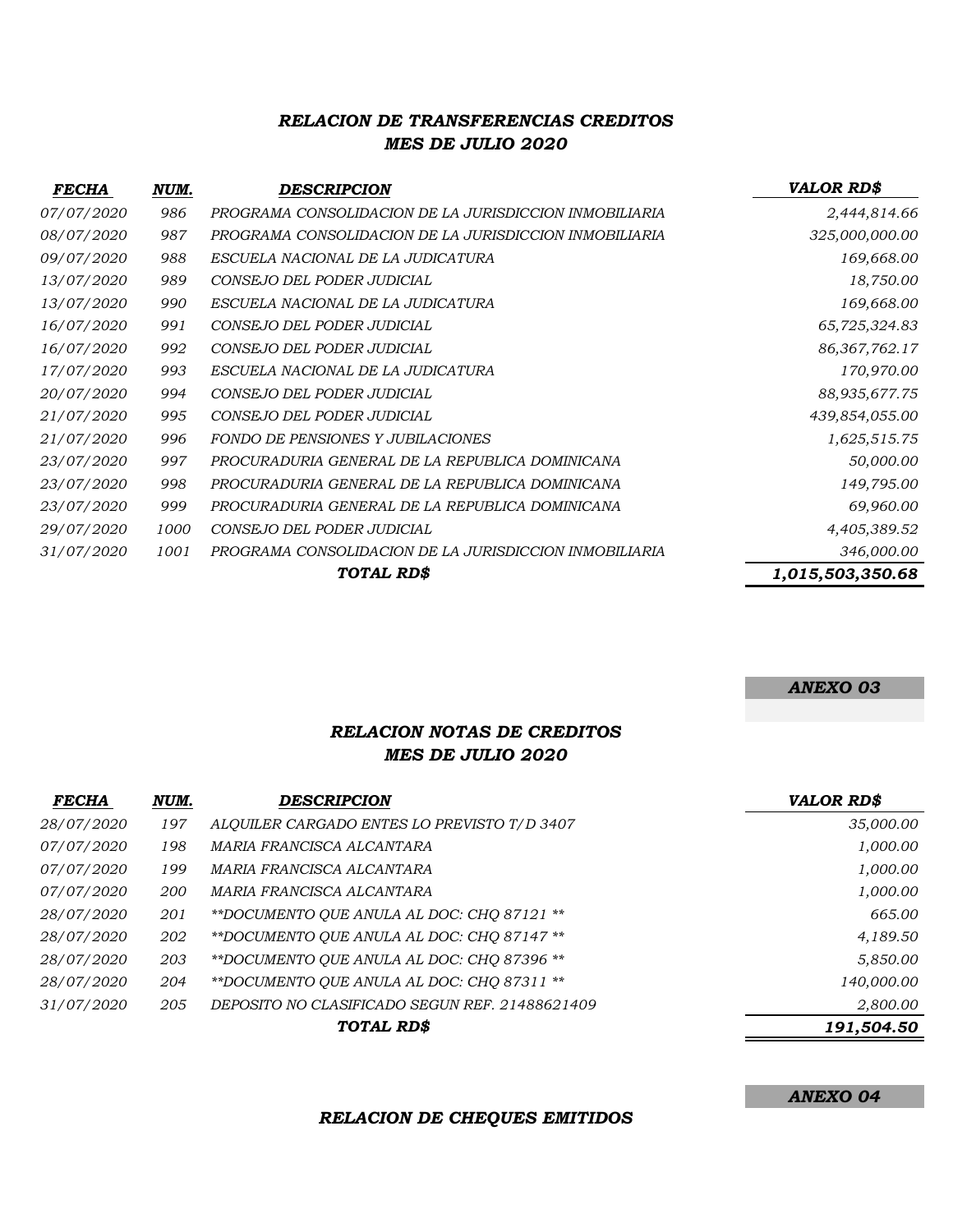## *RELACION DE TRANSFERENCIAS CREDITOS*
## *MES DE JULIO 2020*

| *FECHA* | *NUM.* | *DESCRIPCION* | *VALOR RD$* |
|---|---|---|---|
| 07/07/2020 | 986 | PROGRAMA CONSOLIDACION DE LA JURISDICCION INMOBILIARIA | 2,444,814.66 |
| 08/07/2020 | 987 | PROGRAMA CONSOLIDACION DE LA JURISDICCION INMOBILIARIA | 325,000,000.00 |
| 09/07/2020 | 988 | ESCUELA NACIONAL DE LA JUDICATURA | 169,668.00 |
| 13/07/2020 | 989 | CONSEJO DEL PODER JUDICIAL | 18,750.00 |
| 13/07/2020 | 990 | ESCUELA NACIONAL DE LA JUDICATURA | 169,668.00 |
| 16/07/2020 | 991 | CONSEJO DEL PODER JUDICIAL | 65,725,324.83 |
| 16/07/2020 | 992 | CONSEJO DEL PODER JUDICIAL | 86,367,762.17 |
| 17/07/2020 | 993 | ESCUELA NACIONAL DE LA JUDICATURA | 170,970.00 |
| 20/07/2020 | 994 | CONSEJO DEL PODER JUDICIAL | 88,935,677.75 |
| 21/07/2020 | 995 | CONSEJO DEL PODER JUDICIAL | 439,854,055.00 |
| 21/07/2020 | 996 | FONDO DE PENSIONES Y JUBILACIONES | 1,625,515.75 |
| 23/07/2020 | 997 | PROCURADURIA GENERAL DE LA REPUBLICA DOMINICANA | 50,000.00 |
| 23/07/2020 | 998 | PROCURADURIA GENERAL DE LA REPUBLICA DOMINICANA | 149,795.00 |
| 23/07/2020 | 999 | PROCURADURIA GENERAL DE LA REPUBLICA DOMINICANA | 69,960.00 |
| 29/07/2020 | 1000 | CONSEJO DEL PODER JUDICIAL | 4,405,389.52 |
| 31/07/2020 | 1001 | PROGRAMA CONSOLIDACION DE LA JURISDICCION INMOBILIARIA | 346,000.00 |
| | | **TOTAL RD$** | **1,015,503,350.68** |

**ANEXO 03**

## *RELACION NOTAS DE CREDITOS*
## *MES DE JULIO 2020*

| *FECHA* | *NUM.* | *DESCRIPCION* | *VALOR RD$* |
|---|---|---|---|
| 28/07/2020 | 197 | ALQUILER CARGADO ENTES LO PREVISTO T/D 3407 | 35,000.00 |
| 07/07/2020 | 198 | MARIA FRANCISCA ALCANTARA | 1,000.00 |
| 07/07/2020 | 199 | MARIA FRANCISCA ALCANTARA | 1,000.00 |
| 07/07/2020 | 200 | MARIA FRANCISCA ALCANTARA | 1,000.00 |
| 28/07/2020 | 201 | **DOCUMENTO QUE ANULA AL DOC: CHQ 87121 ** | 665.00 |
| 28/07/2020 | 202 | **DOCUMENTO QUE ANULA AL DOC: CHQ 87147 ** | 4,189.50 |
| 28/07/2020 | 203 | **DOCUMENTO QUE ANULA AL DOC: CHQ 87396 ** | 5,850.00 |
| 28/07/2020 | 204 | **DOCUMENTO QUE ANULA AL DOC: CHQ 87311 ** | 140,000.00 |
| 31/07/2020 | 205 | DEPOSITO NO CLASIFICADO SEGUN REF. 21488621409 | 2,800.00 |
| | | **TOTAL RD$** | **191,504.50** |

**ANEXO 04**

## *RELACION DE CHEQUES EMITIDOS*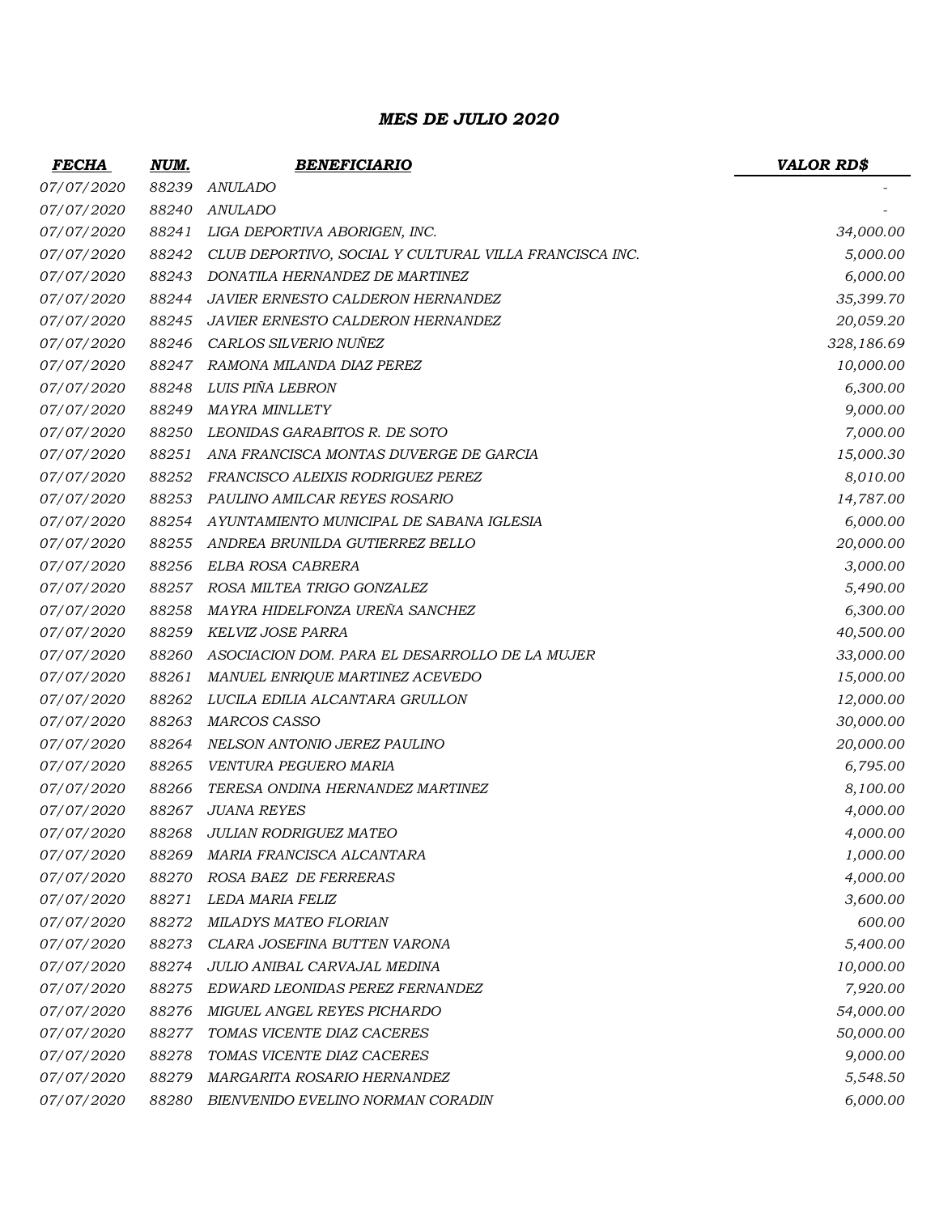### *MES DE JULIO 2020*

| ***FECHA*** | ***NUM.*** | ***BENEFICIARIO*** | ***VALOR RD$*** |
|---|---|---|---|
| *07/07/2020* | *88239* | *ANULADO* | - |
| *07/07/2020* | *88240* | *ANULADO* | - |
| *07/07/2020* | *88241* | *LIGA DEPORTIVA ABORIGEN, INC.* | *34,000.00* |
| *07/07/2020* | *88242* | *CLUB DEPORTIVO, SOCIAL Y CULTURAL VILLA FRANCISCA INC.* | *5,000.00* |
| *07/07/2020* | *88243* | *DONATILA HERNANDEZ DE MARTINEZ* | *6,000.00* |
| *07/07/2020* | *88244* | *JAVIER ERNESTO CALDERON HERNANDEZ* | *35,399.70* |
| *07/07/2020* | *88245* | *JAVIER ERNESTO CALDERON HERNANDEZ* | *20,059.20* |
| *07/07/2020* | *88246* | *CARLOS SILVERIO NUÑEZ* | *328,186.69* |
| *07/07/2020* | *88247* | *RAMONA MILANDA DIAZ PEREZ* | *10,000.00* |
| *07/07/2020* | *88248* | *LUIS PIÑA LEBRON* | *6,300.00* |
| *07/07/2020* | *88249* | *MAYRA MINLLETY* | *9,000.00* |
| *07/07/2020* | *88250* | *LEONIDAS GARABITOS R. DE SOTO* | *7,000.00* |
| *07/07/2020* | *88251* | *ANA FRANCISCA MONTAS DUVERGE DE GARCIA* | *15,000.30* |
| *07/07/2020* | *88252* | *FRANCISCO ALEIXIS RODRIGUEZ PEREZ* | *8,010.00* |
| *07/07/2020* | *88253* | *PAULINO AMILCAR REYES ROSARIO* | *14,787.00* |
| *07/07/2020* | *88254* | *AYUNTAMIENTO MUNICIPAL DE SABANA IGLESIA* | *6,000.00* |
| *07/07/2020* | *88255* | *ANDREA BRUNILDA GUTIERREZ BELLO* | *20,000.00* |
| *07/07/2020* | *88256* | *ELBA ROSA CABRERA* | *3,000.00* |
| *07/07/2020* | *88257* | *ROSA MILTEA TRIGO GONZALEZ* | *5,490.00* |
| *07/07/2020* | *88258* | *MAYRA HIDELFONZA UREÑA SANCHEZ* | *6,300.00* |
| *07/07/2020* | *88259* | *KELVIZ JOSE PARRA* | *40,500.00* |
| *07/07/2020* | *88260* | *ASOCIACION DOM. PARA EL DESARROLLO DE LA MUJER* | *33,000.00* |
| *07/07/2020* | *88261* | *MANUEL ENRIQUE MARTINEZ ACEVEDO* | *15,000.00* |
| *07/07/2020* | *88262* | *LUCILA EDILIA ALCANTARA GRULLON* | *12,000.00* |
| *07/07/2020* | *88263* | *MARCOS CASSO* | *30,000.00* |
| *07/07/2020* | *88264* | *NELSON ANTONIO JEREZ PAULINO* | *20,000.00* |
| *07/07/2020* | *88265* | *VENTURA PEGUERO MARIA* | *6,795.00* |
| *07/07/2020* | *88266* | *TERESA ONDINA HERNANDEZ MARTINEZ* | *8,100.00* |
| *07/07/2020* | *88267* | *JUANA REYES* | *4,000.00* |
| *07/07/2020* | *88268* | *JULIAN RODRIGUEZ MATEO* | *4,000.00* |
| *07/07/2020* | *88269* | *MARIA FRANCISCA ALCANTARA* | *1,000.00* |
| *07/07/2020* | *88270* | *ROSA BAEZ DE FERRERAS* | *4,000.00* |
| *07/07/2020* | *88271* | *LEDA MARIA FELIZ* | *3,600.00* |
| *07/07/2020* | *88272* | *MILADYS MATEO FLORIAN* | *600.00* |
| *07/07/2020* | *88273* | *CLARA JOSEFINA BUTTEN VARONA* | *5,400.00* |
| *07/07/2020* | *88274* | *JULIO ANIBAL CARVAJAL MEDINA* | *10,000.00* |
| *07/07/2020* | *88275* | *EDWARD LEONIDAS PEREZ FERNANDEZ* | *7,920.00* |
| *07/07/2020* | *88276* | *MIGUEL ANGEL REYES PICHARDO* | *54,000.00* |
| *07/07/2020* | *88277* | *TOMAS VICENTE DIAZ CACERES* | *50,000.00* |
| *07/07/2020* | *88278* | *TOMAS VICENTE DIAZ CACERES* | *9,000.00* |
| *07/07/2020* | *88279* | *MARGARITA ROSARIO HERNANDEZ* | *5,548.50* |
| *07/07/2020* | *88280* | *BIENVENIDO EVELINO NORMAN CORADIN* | *6,000.00* |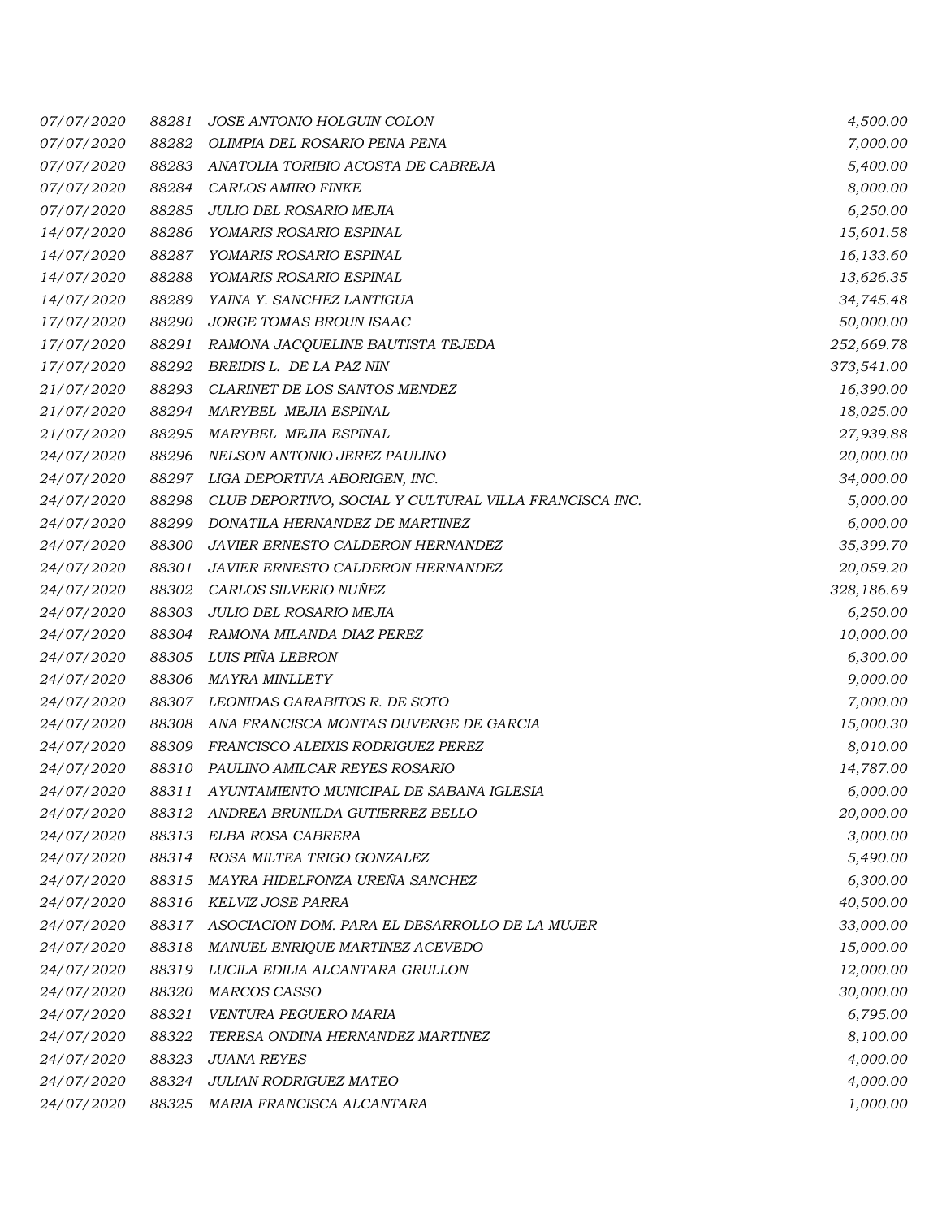| | | | |
|---|---|---|---|
| *07/07/2020* | *88281* | *JOSE ANTONIO HOLGUIN COLON* | *4,500.00* |
| *07/07/2020* | *88282* | *OLIMPIA DEL ROSARIO PENA PENA* | *7,000.00* |
| *07/07/2020* | *88283* | *ANATOLIA TORIBIO ACOSTA DE CABREJA* | *5,400.00* |
| *07/07/2020* | *88284* | *CARLOS AMIRO FINKE* | *8,000.00* |
| *07/07/2020* | *88285* | *JULIO DEL ROSARIO MEJIA* | *6,250.00* |
| *14/07/2020* | *88286* | *YOMARIS ROSARIO ESPINAL* | *15,601.58* |
| *14/07/2020* | *88287* | *YOMARIS ROSARIO ESPINAL* | *16,133.60* |
| *14/07/2020* | *88288* | *YOMARIS ROSARIO ESPINAL* | *13,626.35* |
| *14/07/2020* | *88289* | *YAINA Y. SANCHEZ LANTIGUA* | *34,745.48* |
| *17/07/2020* | *88290* | *JORGE TOMAS BROUN ISAAC* | *50,000.00* |
| *17/07/2020* | *88291* | *RAMONA JACQUELINE BAUTISTA TEJEDA* | *252,669.78* |
| *17/07/2020* | *88292* | *BREIDIS L. DE LA PAZ NIN* | *373,541.00* |
| *21/07/2020* | *88293* | *CLARINET DE LOS SANTOS MENDEZ* | *16,390.00* |
| *21/07/2020* | *88294* | *MARYBEL MEJIA ESPINAL* | *18,025.00* |
| *21/07/2020* | *88295* | *MARYBEL MEJIA ESPINAL* | *27,939.88* |
| *24/07/2020* | *88296* | *NELSON ANTONIO JEREZ PAULINO* | *20,000.00* |
| *24/07/2020* | *88297* | *LIGA DEPORTIVA ABORIGEN, INC.* | *34,000.00* |
| *24/07/2020* | *88298* | *CLUB DEPORTIVO, SOCIAL Y CULTURAL VILLA FRANCISCA INC.* | *5,000.00* |
| *24/07/2020* | *88299* | *DONATILA HERNANDEZ DE MARTINEZ* | *6,000.00* |
| *24/07/2020* | *88300* | *JAVIER ERNESTO CALDERON HERNANDEZ* | *35,399.70* |
| *24/07/2020* | *88301* | *JAVIER ERNESTO CALDERON HERNANDEZ* | *20,059.20* |
| *24/07/2020* | *88302* | *CARLOS SILVERIO NUÑEZ* | *328,186.69* |
| *24/07/2020* | *88303* | *JULIO DEL ROSARIO MEJIA* | *6,250.00* |
| *24/07/2020* | *88304* | *RAMONA MILANDA DIAZ PEREZ* | *10,000.00* |
| *24/07/2020* | *88305* | *LUIS PIÑA LEBRON* | *6,300.00* |
| *24/07/2020* | *88306* | *MAYRA MINLLETY* | *9,000.00* |
| *24/07/2020* | *88307* | *LEONIDAS GARABITOS R. DE SOTO* | *7,000.00* |
| *24/07/2020* | *88308* | *ANA FRANCISCA MONTAS DUVERGE DE GARCIA* | *15,000.30* |
| *24/07/2020* | *88309* | *FRANCISCO ALEIXIS RODRIGUEZ PEREZ* | *8,010.00* |
| *24/07/2020* | *88310* | *PAULINO AMILCAR REYES ROSARIO* | *14,787.00* |
| *24/07/2020* | *88311* | *AYUNTAMIENTO MUNICIPAL DE SABANA IGLESIA* | *6,000.00* |
| *24/07/2020* | *88312* | *ANDREA BRUNILDA GUTIERREZ BELLO* | *20,000.00* |
| *24/07/2020* | *88313* | *ELBA ROSA CABRERA* | *3,000.00* |
| *24/07/2020* | *88314* | *ROSA MILTEA TRIGO GONZALEZ* | *5,490.00* |
| *24/07/2020* | *88315* | *MAYRA HIDELFONZA UREÑA SANCHEZ* | *6,300.00* |
| *24/07/2020* | *88316* | *KELVIZ JOSE PARRA* | *40,500.00* |
| *24/07/2020* | *88317* | *ASOCIACION DOM. PARA EL DESARROLLO DE LA MUJER* | *33,000.00* |
| *24/07/2020* | *88318* | *MANUEL ENRIQUE MARTINEZ ACEVEDO* | *15,000.00* |
| *24/07/2020* | *88319* | *LUCILA EDILIA ALCANTARA GRULLON* | *12,000.00* |
| *24/07/2020* | *88320* | *MARCOS CASSO* | *30,000.00* |
| *24/07/2020* | *88321* | *VENTURA PEGUERO MARIA* | *6,795.00* |
| *24/07/2020* | *88322* | *TERESA ONDINA HERNANDEZ MARTINEZ* | *8,100.00* |
| *24/07/2020* | *88323* | *JUANA REYES* | *4,000.00* |
| *24/07/2020* | *88324* | *JULIAN RODRIGUEZ MATEO* | *4,000.00* |
| *24/07/2020* | *88325* | *MARIA FRANCISCA ALCANTARA* | *1,000.00* |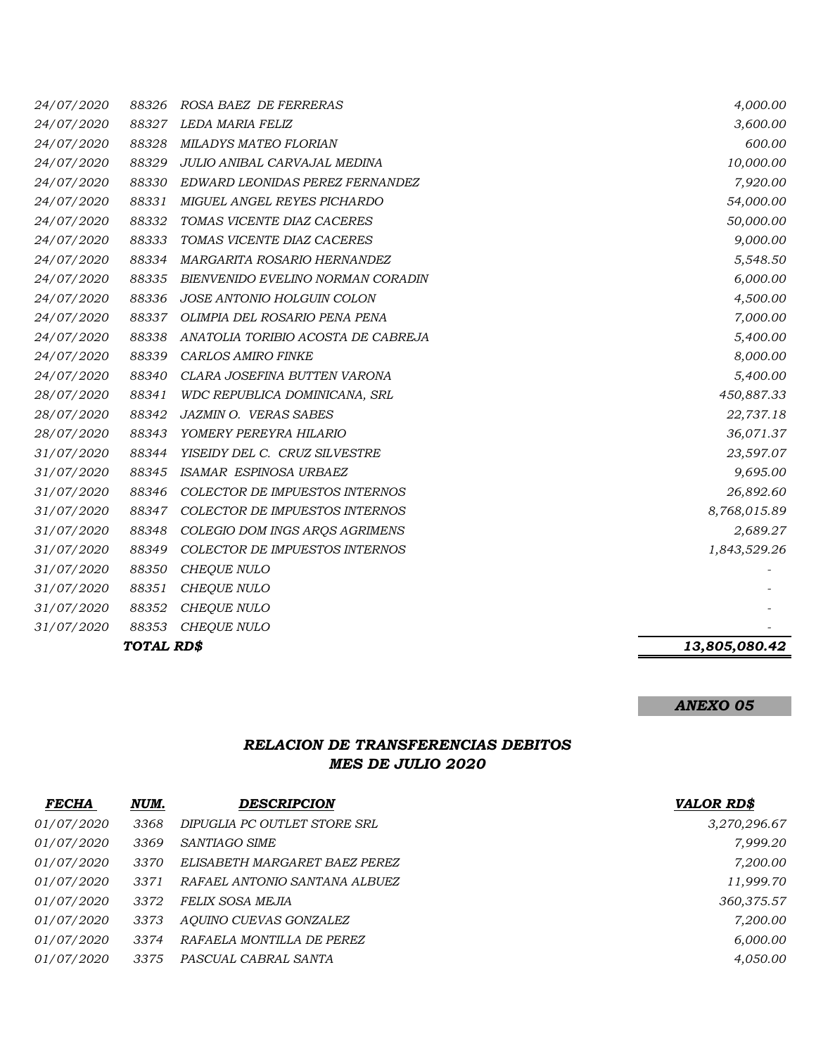| | | | |
|---|---|---|---|
| 24/07/2020 | 88326 | ROSA BAEZ DE FERRERAS | 4,000.00 |
| 24/07/2020 | 88327 | LEDA MARIA FELIZ | 3,600.00 |
| 24/07/2020 | 88328 | MILADYS MATEO FLORIAN | 600.00 |
| 24/07/2020 | 88329 | JULIO ANIBAL CARVAJAL MEDINA | 10,000.00 |
| 24/07/2020 | 88330 | EDWARD LEONIDAS PEREZ FERNANDEZ | 7,920.00 |
| 24/07/2020 | 88331 | MIGUEL ANGEL REYES PICHARDO | 54,000.00 |
| 24/07/2020 | 88332 | TOMAS VICENTE DIAZ CACERES | 50,000.00 |
| 24/07/2020 | 88333 | TOMAS VICENTE DIAZ CACERES | 9,000.00 |
| 24/07/2020 | 88334 | MARGARITA ROSARIO HERNANDEZ | 5,548.50 |
| 24/07/2020 | 88335 | BIENVENIDO EVELINO NORMAN CORADIN | 6,000.00 |
| 24/07/2020 | 88336 | JOSE ANTONIO HOLGUIN COLON | 4,500.00 |
| 24/07/2020 | 88337 | OLIMPIA DEL ROSARIO PENA PENA | 7,000.00 |
| 24/07/2020 | 88338 | ANATOLIA TORIBIO ACOSTA DE CABREJA | 5,400.00 |
| 24/07/2020 | 88339 | CARLOS AMIRO FINKE | 8,000.00 |
| 24/07/2020 | 88340 | CLARA JOSEFINA BUTTEN VARONA | 5,400.00 |
| 28/07/2020 | 88341 | WDC REPUBLICA DOMINICANA, SRL | 450,887.33 |
| 28/07/2020 | 88342 | JAZMIN O. VERAS SABES | 22,737.18 |
| 28/07/2020 | 88343 | YOMERY PEREYRA HILARIO | 36,071.37 |
| 31/07/2020 | 88344 | YISEIDY DEL C. CRUZ SILVESTRE | 23,597.07 |
| 31/07/2020 | 88345 | ISAMAR ESPINOSA URBAEZ | 9,695.00 |
| 31/07/2020 | 88346 | COLECTOR DE IMPUESTOS INTERNOS | 26,892.60 |
| 31/07/2020 | 88347 | COLECTOR DE IMPUESTOS INTERNOS | 8,768,015.89 |
| 31/07/2020 | 88348 | COLEGIO DOM INGS ARQS AGRIMENS | 2,689.27 |
| 31/07/2020 | 88349 | COLECTOR DE IMPUESTOS INTERNOS | 1,843,529.26 |
| 31/07/2020 | 88350 | CHEQUE NULO | - |
| 31/07/2020 | 88351 | CHEQUE NULO | - |
| 31/07/2020 | 88352 | CHEQUE NULO | - |
| 31/07/2020 | 88353 | CHEQUE NULO | - |
| | **TOTAL RD$** | | **13,805,080.42** |

***ANEXO 05***

## *RELACION DE TRANSFERENCIAS DEBITOS*
## *MES DE JULIO 2020*

| *FECHA* | *NUM.* | *DESCRIPCION* | *VALOR RD$* |
|---|---|---|---|
| 01/07/2020 | 3368 | DIPUGLIA PC OUTLET STORE SRL | 3,270,296.67 |
| 01/07/2020 | 3369 | SANTIAGO SIME | 7,999.20 |
| 01/07/2020 | 3370 | ELISABETH MARGARET BAEZ PEREZ | 7,200.00 |
| 01/07/2020 | 3371 | RAFAEL ANTONIO SANTANA ALBUEZ | 11,999.70 |
| 01/07/2020 | 3372 | FELIX SOSA MEJIA | 360,375.57 |
| 01/07/2020 | 3373 | AQUINO CUEVAS GONZALEZ | 7,200.00 |
| 01/07/2020 | 3374 | RAFAELA MONTILLA DE PEREZ | 6,000.00 |
| 01/07/2020 | 3375 | PASCUAL CABRAL SANTA | 4,050.00 |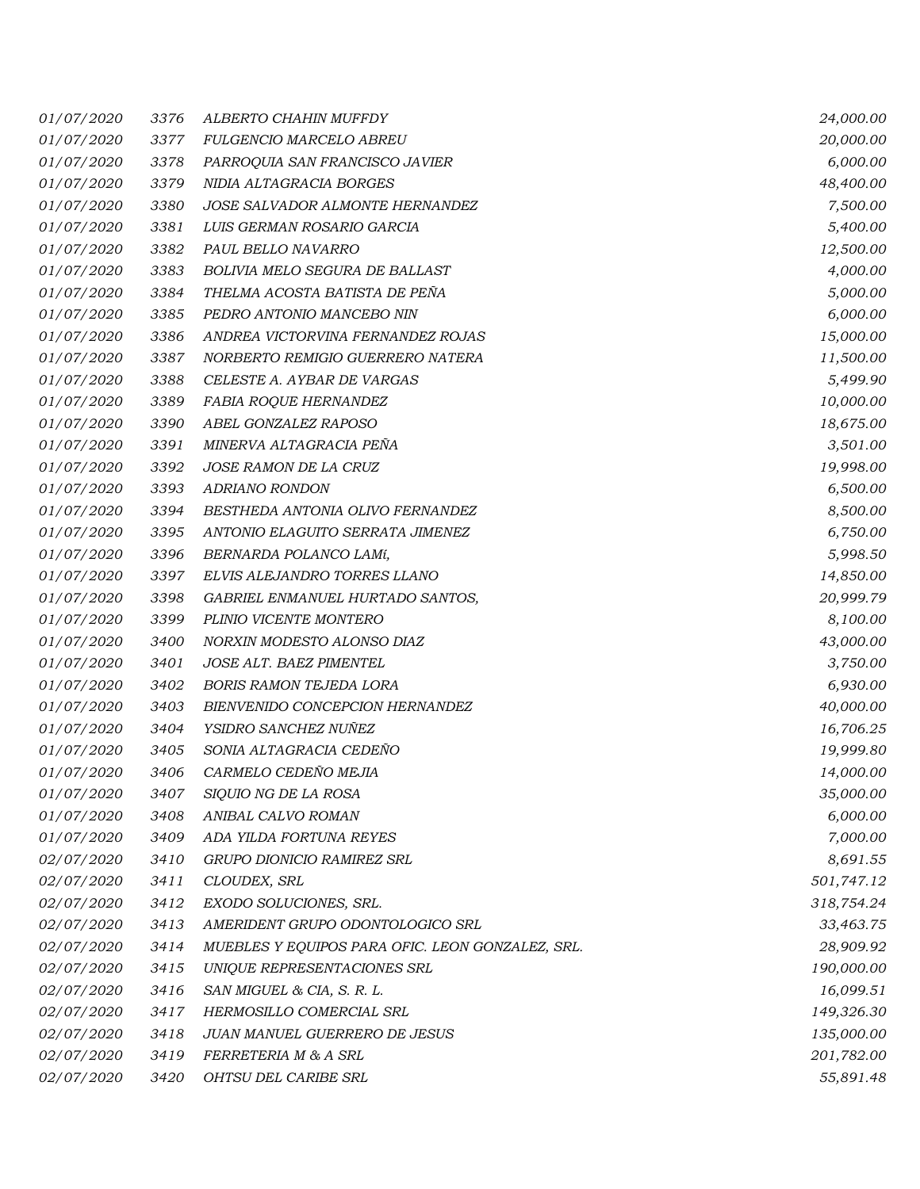| | | | |
|---|---|---|---|
| 01/07/2020 | 3376 | ALBERTO CHAHIN MUFFDY | 24,000.00 |
| 01/07/2020 | 3377 | FULGENCIO MARCELO ABREU | 20,000.00 |
| 01/07/2020 | 3378 | PARROQUIA SAN FRANCISCO JAVIER | 6,000.00 |
| 01/07/2020 | 3379 | NIDIA ALTAGRACIA BORGES | 48,400.00 |
| 01/07/2020 | 3380 | JOSE SALVADOR ALMONTE HERNANDEZ | 7,500.00 |
| 01/07/2020 | 3381 | LUIS GERMAN ROSARIO GARCIA | 5,400.00 |
| 01/07/2020 | 3382 | PAUL BELLO NAVARRO | 12,500.00 |
| 01/07/2020 | 3383 | BOLIVIA MELO SEGURA DE BALLAST | 4,000.00 |
| 01/07/2020 | 3384 | THELMA ACOSTA BATISTA DE PEÑA | 5,000.00 |
| 01/07/2020 | 3385 | PEDRO ANTONIO MANCEBO NIN | 6,000.00 |
| 01/07/2020 | 3386 | ANDREA VICTORVINA FERNANDEZ ROJAS | 15,000.00 |
| 01/07/2020 | 3387 | NORBERTO REMIGIO GUERRERO NATERA | 11,500.00 |
| 01/07/2020 | 3388 | CELESTE A. AYBAR DE VARGAS | 5,499.90 |
| 01/07/2020 | 3389 | FABIA ROQUE HERNANDEZ | 10,000.00 |
| 01/07/2020 | 3390 | ABEL GONZALEZ RAPOSO | 18,675.00 |
| 01/07/2020 | 3391 | MINERVA ALTAGRACIA PEÑA | 3,501.00 |
| 01/07/2020 | 3392 | JOSE RAMON DE LA CRUZ | 19,998.00 |
| 01/07/2020 | 3393 | ADRIANO RONDON | 6,500.00 |
| 01/07/2020 | 3394 | BESTHEDA ANTONIA OLIVO FERNANDEZ | 8,500.00 |
| 01/07/2020 | 3395 | ANTONIO ELAGUITO SERRATA JIMENEZ | 6,750.00 |
| 01/07/2020 | 3396 | BERNARDA POLANCO LAMí, | 5,998.50 |
| 01/07/2020 | 3397 | ELVIS ALEJANDRO TORRES LLANO | 14,850.00 |
| 01/07/2020 | 3398 | GABRIEL ENMANUEL HURTADO SANTOS, | 20,999.79 |
| 01/07/2020 | 3399 | PLINIO VICENTE MONTERO | 8,100.00 |
| 01/07/2020 | 3400 | NORXIN MODESTO ALONSO DIAZ | 43,000.00 |
| 01/07/2020 | 3401 | JOSE ALT. BAEZ PIMENTEL | 3,750.00 |
| 01/07/2020 | 3402 | BORIS RAMON TEJEDA LORA | 6,930.00 |
| 01/07/2020 | 3403 | BIENVENIDO CONCEPCION HERNANDEZ | 40,000.00 |
| 01/07/2020 | 3404 | YSIDRO SANCHEZ NUÑEZ | 16,706.25 |
| 01/07/2020 | 3405 | SONIA ALTAGRACIA CEDEÑO | 19,999.80 |
| 01/07/2020 | 3406 | CARMELO CEDEÑO MEJIA | 14,000.00 |
| 01/07/2020 | 3407 | SIQUIO NG DE LA ROSA | 35,000.00 |
| 01/07/2020 | 3408 | ANIBAL CALVO ROMAN | 6,000.00 |
| 01/07/2020 | 3409 | ADA YILDA FORTUNA REYES | 7,000.00 |
| 02/07/2020 | 3410 | GRUPO DIONICIO RAMIREZ SRL | 8,691.55 |
| 02/07/2020 | 3411 | CLOUDEX, SRL | 501,747.12 |
| 02/07/2020 | 3412 | EXODO SOLUCIONES, SRL. | 318,754.24 |
| 02/07/2020 | 3413 | AMERIDENT GRUPO ODONTOLOGICO SRL | 33,463.75 |
| 02/07/2020 | 3414 | MUEBLES Y EQUIPOS PARA OFIC. LEON GONZALEZ, SRL. | 28,909.92 |
| 02/07/2020 | 3415 | UNIQUE REPRESENTACIONES SRL | 190,000.00 |
| 02/07/2020 | 3416 | SAN MIGUEL & CIA, S. R. L. | 16,099.51 |
| 02/07/2020 | 3417 | HERMOSILLO COMERCIAL SRL | 149,326.30 |
| 02/07/2020 | 3418 | JUAN MANUEL GUERRERO DE JESUS | 135,000.00 |
| 02/07/2020 | 3419 | FERRETERIA M & A SRL | 201,782.00 |
| 02/07/2020 | 3420 | OHTSU DEL CARIBE SRL | 55,891.48 |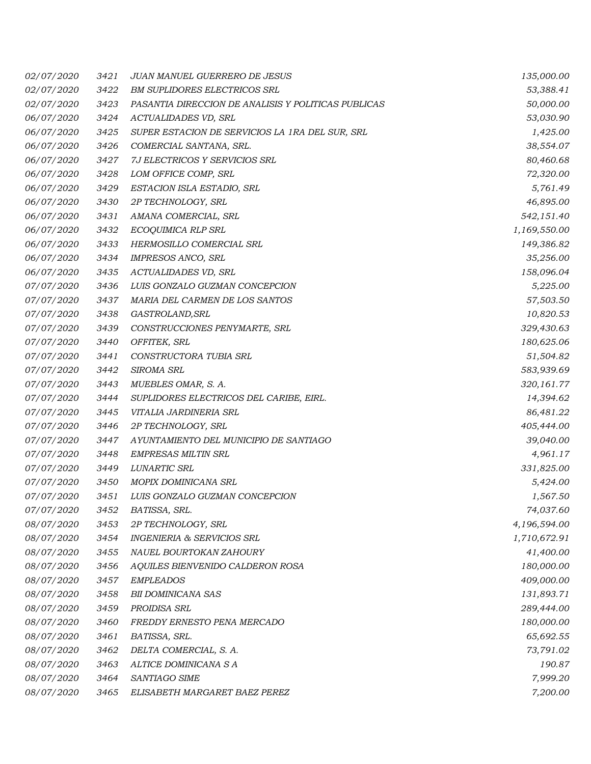| | | | |
|---|---|---|---|
| 02/07/2020 | 3421 | JUAN MANUEL GUERRERO DE JESUS | 135,000.00 |
| 02/07/2020 | 3422 | BM SUPLIDORES ELECTRICOS SRL | 53,388.41 |
| 02/07/2020 | 3423 | PASANTIA DIRECCION DE ANALISIS Y POLITICAS PUBLICAS | 50,000.00 |
| 06/07/2020 | 3424 | ACTUALIDADES VD, SRL | 53,030.90 |
| 06/07/2020 | 3425 | SUPER ESTACION DE SERVICIOS LA 1RA DEL SUR, SRL | 1,425.00 |
| 06/07/2020 | 3426 | COMERCIAL SANTANA, SRL. | 38,554.07 |
| 06/07/2020 | 3427 | 7J ELECTRICOS Y SERVICIOS SRL | 80,460.68 |
| 06/07/2020 | 3428 | LOM OFFICE COMP, SRL | 72,320.00 |
| 06/07/2020 | 3429 | ESTACION ISLA ESTADIO, SRL | 5,761.49 |
| 06/07/2020 | 3430 | 2P TECHNOLOGY, SRL | 46,895.00 |
| 06/07/2020 | 3431 | AMANA COMERCIAL, SRL | 542,151.40 |
| 06/07/2020 | 3432 | ECOQUIMICA RLP SRL | 1,169,550.00 |
| 06/07/2020 | 3433 | HERMOSILLO COMERCIAL SRL | 149,386.82 |
| 06/07/2020 | 3434 | IMPRESOS ANCO, SRL | 35,256.00 |
| 06/07/2020 | 3435 | ACTUALIDADES VD, SRL | 158,096.04 |
| 07/07/2020 | 3436 | LUIS GONZALO GUZMAN CONCEPCION | 5,225.00 |
| 07/07/2020 | 3437 | MARIA DEL CARMEN DE LOS SANTOS | 57,503.50 |
| 07/07/2020 | 3438 | GASTROLAND,SRL | 10,820.53 |
| 07/07/2020 | 3439 | CONSTRUCCIONES PENYMARTE, SRL | 329,430.63 |
| 07/07/2020 | 3440 | OFFITEK, SRL | 180,625.06 |
| 07/07/2020 | 3441 | CONSTRUCTORA TUBIA SRL | 51,504.82 |
| 07/07/2020 | 3442 | SIROMA SRL | 583,939.69 |
| 07/07/2020 | 3443 | MUEBLES OMAR, S. A. | 320,161.77 |
| 07/07/2020 | 3444 | SUPLIDORES ELECTRICOS DEL CARIBE, EIRL. | 14,394.62 |
| 07/07/2020 | 3445 | VITALIA JARDINERIA SRL | 86,481.22 |
| 07/07/2020 | 3446 | 2P TECHNOLOGY, SRL | 405,444.00 |
| 07/07/2020 | 3447 | AYUNTAMIENTO DEL MUNICIPIO DE SANTIAGO | 39,040.00 |
| 07/07/2020 | 3448 | EMPRESAS MILTIN SRL | 4,961.17 |
| 07/07/2020 | 3449 | LUNARTIC SRL | 331,825.00 |
| 07/07/2020 | 3450 | MOPIX DOMINICANA SRL | 5,424.00 |
| 07/07/2020 | 3451 | LUIS GONZALO GUZMAN CONCEPCION | 1,567.50 |
| 07/07/2020 | 3452 | BATISSA, SRL. | 74,037.60 |
| 08/07/2020 | 3453 | 2P TECHNOLOGY, SRL | 4,196,594.00 |
| 08/07/2020 | 3454 | INGENIERIA & SERVICIOS SRL | 1,710,672.91 |
| 08/07/2020 | 3455 | NAUEL BOURTOKAN ZAHOURY | 41,400.00 |
| 08/07/2020 | 3456 | AQUILES BIENVENIDO CALDERON ROSA | 180,000.00 |
| 08/07/2020 | 3457 | EMPLEADOS | 409,000.00 |
| 08/07/2020 | 3458 | BII DOMINICANA SAS | 131,893.71 |
| 08/07/2020 | 3459 | PROIDISA SRL | 289,444.00 |
| 08/07/2020 | 3460 | FREDDY ERNESTO PENA MERCADO | 180,000.00 |
| 08/07/2020 | 3461 | BATISSA, SRL. | 65,692.55 |
| 08/07/2020 | 3462 | DELTA COMERCIAL, S. A. | 73,791.02 |
| 08/07/2020 | 3463 | ALTICE DOMINICANA S A | 190.87 |
| 08/07/2020 | 3464 | SANTIAGO SIME | 7,999.20 |
| 08/07/2020 | 3465 | ELISABETH MARGARET BAEZ PEREZ | 7,200.00 |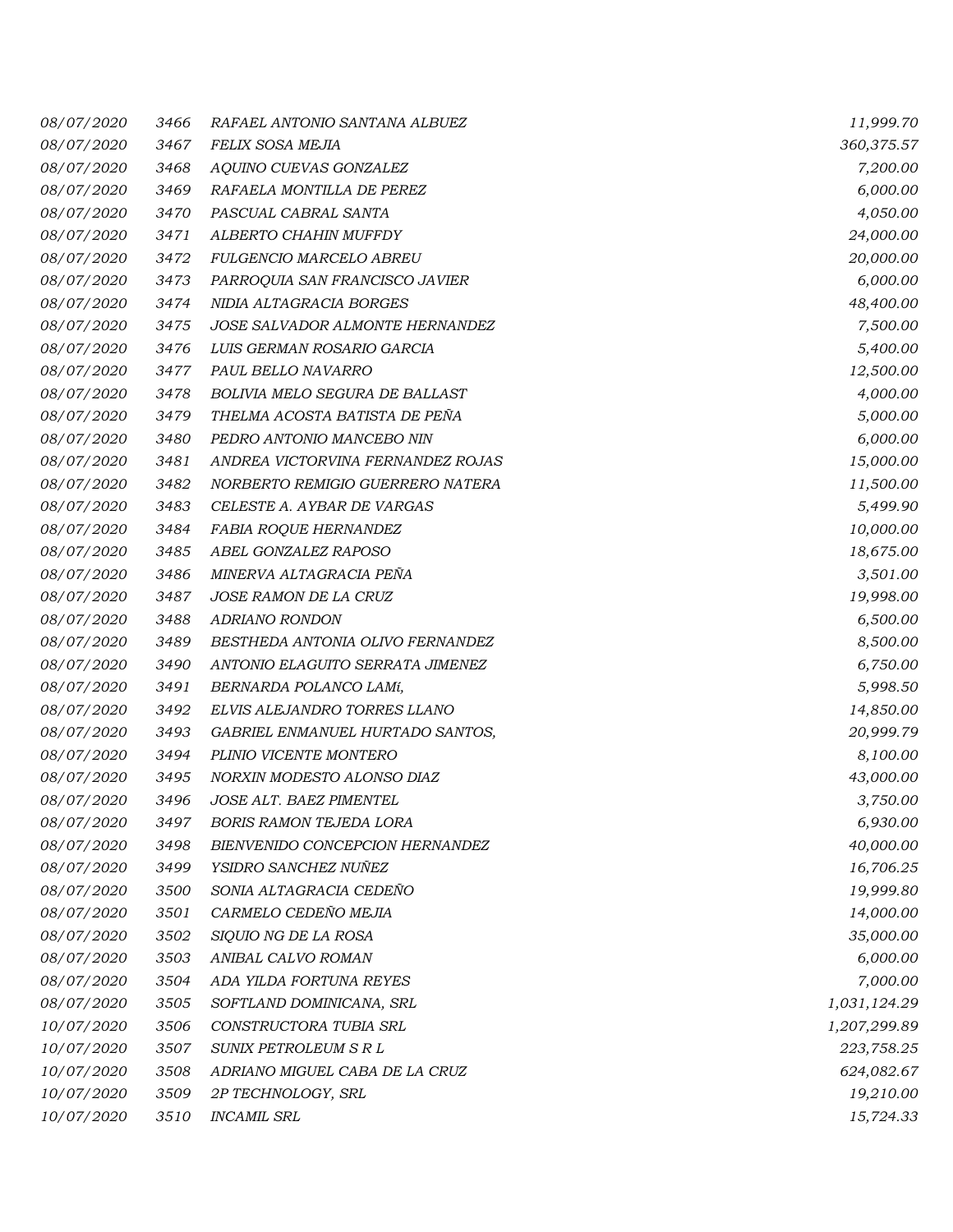| | | | |
|---|---|---|---|
| 08/07/2020 | 3466 | RAFAEL ANTONIO SANTANA ALBUEZ | 11,999.70 |
| 08/07/2020 | 3467 | FELIX SOSA MEJIA | 360,375.57 |
| 08/07/2020 | 3468 | AQUINO CUEVAS GONZALEZ | 7,200.00 |
| 08/07/2020 | 3469 | RAFAELA MONTILLA DE PEREZ | 6,000.00 |
| 08/07/2020 | 3470 | PASCUAL CABRAL SANTA | 4,050.00 |
| 08/07/2020 | 3471 | ALBERTO CHAHIN MUFFDY | 24,000.00 |
| 08/07/2020 | 3472 | FULGENCIO MARCELO ABREU | 20,000.00 |
| 08/07/2020 | 3473 | PARROQUIA SAN FRANCISCO JAVIER | 6,000.00 |
| 08/07/2020 | 3474 | NIDIA ALTAGRACIA BORGES | 48,400.00 |
| 08/07/2020 | 3475 | JOSE SALVADOR ALMONTE HERNANDEZ | 7,500.00 |
| 08/07/2020 | 3476 | LUIS GERMAN ROSARIO GARCIA | 5,400.00 |
| 08/07/2020 | 3477 | PAUL BELLO NAVARRO | 12,500.00 |
| 08/07/2020 | 3478 | BOLIVIA MELO SEGURA DE BALLAST | 4,000.00 |
| 08/07/2020 | 3479 | THELMA ACOSTA BATISTA DE PEÑA | 5,000.00 |
| 08/07/2020 | 3480 | PEDRO ANTONIO MANCEBO NIN | 6,000.00 |
| 08/07/2020 | 3481 | ANDREA VICTORVINA FERNANDEZ ROJAS | 15,000.00 |
| 08/07/2020 | 3482 | NORBERTO REMIGIO GUERRERO NATERA | 11,500.00 |
| 08/07/2020 | 3483 | CELESTE A. AYBAR DE VARGAS | 5,499.90 |
| 08/07/2020 | 3484 | FABIA ROQUE HERNANDEZ | 10,000.00 |
| 08/07/2020 | 3485 | ABEL GONZALEZ RAPOSO | 18,675.00 |
| 08/07/2020 | 3486 | MINERVA ALTAGRACIA PEÑA | 3,501.00 |
| 08/07/2020 | 3487 | JOSE RAMON DE LA CRUZ | 19,998.00 |
| 08/07/2020 | 3488 | ADRIANO RONDON | 6,500.00 |
| 08/07/2020 | 3489 | BESTHEDA ANTONIA OLIVO FERNANDEZ | 8,500.00 |
| 08/07/2020 | 3490 | ANTONIO ELAGUITO SERRATA JIMENEZ | 6,750.00 |
| 08/07/2020 | 3491 | BERNARDA POLANCO LAMí, | 5,998.50 |
| 08/07/2020 | 3492 | ELVIS ALEJANDRO TORRES LLANO | 14,850.00 |
| 08/07/2020 | 3493 | GABRIEL ENMANUEL HURTADO SANTOS, | 20,999.79 |
| 08/07/2020 | 3494 | PLINIO VICENTE MONTERO | 8,100.00 |
| 08/07/2020 | 3495 | NORXIN MODESTO ALONSO DIAZ | 43,000.00 |
| 08/07/2020 | 3496 | JOSE ALT. BAEZ PIMENTEL | 3,750.00 |
| 08/07/2020 | 3497 | BORIS RAMON TEJEDA LORA | 6,930.00 |
| 08/07/2020 | 3498 | BIENVENIDO CONCEPCION HERNANDEZ | 40,000.00 |
| 08/07/2020 | 3499 | YSIDRO SANCHEZ NUÑEZ | 16,706.25 |
| 08/07/2020 | 3500 | SONIA ALTAGRACIA CEDEÑO | 19,999.80 |
| 08/07/2020 | 3501 | CARMELO CEDEÑO MEJIA | 14,000.00 |
| 08/07/2020 | 3502 | SIQUIO NG DE LA ROSA | 35,000.00 |
| 08/07/2020 | 3503 | ANIBAL CALVO ROMAN | 6,000.00 |
| 08/07/2020 | 3504 | ADA YILDA FORTUNA REYES | 7,000.00 |
| 08/07/2020 | 3505 | SOFTLAND DOMINICANA, SRL | 1,031,124.29 |
| 10/07/2020 | 3506 | CONSTRUCTORA TUBIA SRL | 1,207,299.89 |
| 10/07/2020 | 3507 | SUNIX PETROLEUM S R L | 223,758.25 |
| 10/07/2020 | 3508 | ADRIANO MIGUEL CABA DE LA CRUZ | 624,082.67 |
| 10/07/2020 | 3509 | 2P TECHNOLOGY, SRL | 19,210.00 |
| 10/07/2020 | 3510 | INCAMIL SRL | 15,724.33 |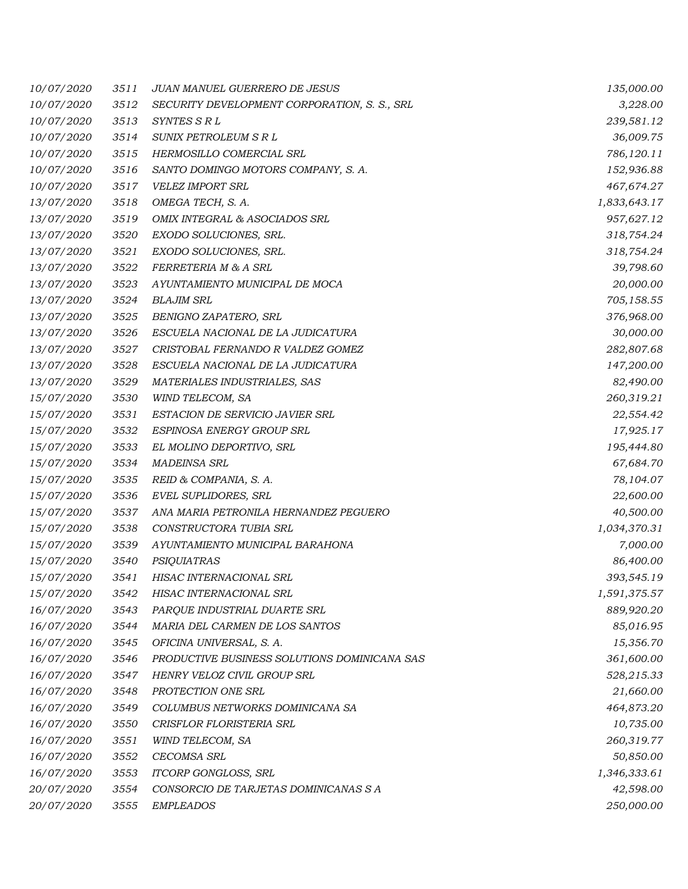| | | | |
|---|---|---|---|
| *10/07/2020* | *3511* | *JUAN MANUEL GUERRERO DE JESUS* | *135,000.00* |
| *10/07/2020* | *3512* | *SECURITY DEVELOPMENT CORPORATION, S. S., SRL* | *3,228.00* |
| *10/07/2020* | *3513* | *SYNTES S R L* | *239,581.12* |
| *10/07/2020* | *3514* | *SUNIX PETROLEUM S R L* | *36,009.75* |
| *10/07/2020* | *3515* | *HERMOSILLO COMERCIAL SRL* | *786,120.11* |
| *10/07/2020* | *3516* | *SANTO DOMINGO MOTORS COMPANY, S. A.* | *152,936.88* |
| *10/07/2020* | *3517* | *VELEZ IMPORT SRL* | *467,674.27* |
| *13/07/2020* | *3518* | *OMEGA TECH, S. A.* | *1,833,643.17* |
| *13/07/2020* | *3519* | *OMIX INTEGRAL & ASOCIADOS SRL* | *957,627.12* |
| *13/07/2020* | *3520* | *EXODO SOLUCIONES, SRL.* | *318,754.24* |
| *13/07/2020* | *3521* | *EXODO SOLUCIONES, SRL.* | *318,754.24* |
| *13/07/2020* | *3522* | *FERRETERIA M & A SRL* | *39,798.60* |
| *13/07/2020* | *3523* | *AYUNTAMIENTO MUNICIPAL DE MOCA* | *20,000.00* |
| *13/07/2020* | *3524* | *BLAJIM SRL* | *705,158.55* |
| *13/07/2020* | *3525* | *BENIGNO ZAPATERO, SRL* | *376,968.00* |
| *13/07/2020* | *3526* | *ESCUELA NACIONAL DE LA JUDICATURA* | *30,000.00* |
| *13/07/2020* | *3527* | *CRISTOBAL FERNANDO R VALDEZ GOMEZ* | *282,807.68* |
| *13/07/2020* | *3528* | *ESCUELA NACIONAL DE LA JUDICATURA* | *147,200.00* |
| *13/07/2020* | *3529* | *MATERIALES INDUSTRIALES, SAS* | *82,490.00* |
| *15/07/2020* | *3530* | *WIND TELECOM, SA* | *260,319.21* |
| *15/07/2020* | *3531* | *ESTACION DE SERVICIO JAVIER SRL* | *22,554.42* |
| *15/07/2020* | *3532* | *ESPINOSA ENERGY GROUP SRL* | *17,925.17* |
| *15/07/2020* | *3533* | *EL MOLINO DEPORTIVO, SRL* | *195,444.80* |
| *15/07/2020* | *3534* | *MADEINSA SRL* | *67,684.70* |
| *15/07/2020* | *3535* | *REID & COMPANIA, S. A.* | *78,104.07* |
| *15/07/2020* | *3536* | *EVEL SUPLIDORES, SRL* | *22,600.00* |
| *15/07/2020* | *3537* | *ANA MARIA PETRONILA HERNANDEZ PEGUERO* | *40,500.00* |
| *15/07/2020* | *3538* | *CONSTRUCTORA TUBIA SRL* | *1,034,370.31* |
| *15/07/2020* | *3539* | *AYUNTAMIENTO MUNICIPAL BARAHONA* | *7,000.00* |
| *15/07/2020* | *3540* | *PSIQUIATRAS* | *86,400.00* |
| *15/07/2020* | *3541* | *HISAC INTERNACIONAL SRL* | *393,545.19* |
| *15/07/2020* | *3542* | *HISAC INTERNACIONAL SRL* | *1,591,375.57* |
| *16/07/2020* | *3543* | *PARQUE INDUSTRIAL DUARTE SRL* | *889,920.20* |
| *16/07/2020* | *3544* | *MARIA DEL CARMEN DE LOS SANTOS* | *85,016.95* |
| *16/07/2020* | *3545* | *OFICINA UNIVERSAL, S. A.* | *15,356.70* |
| *16/07/2020* | *3546* | *PRODUCTIVE BUSINESS SOLUTIONS DOMINICANA SAS* | *361,600.00* |
| *16/07/2020* | *3547* | *HENRY VELOZ CIVIL GROUP SRL* | *528,215.33* |
| *16/07/2020* | *3548* | *PROTECTION ONE SRL* | *21,660.00* |
| *16/07/2020* | *3549* | *COLUMBUS NETWORKS DOMINICANA SA* | *464,873.20* |
| *16/07/2020* | *3550* | *CRISFLOR FLORISTERIA SRL* | *10,735.00* |
| *16/07/2020* | *3551* | *WIND TELECOM, SA* | *260,319.77* |
| *16/07/2020* | *3552* | *CECOMSA SRL* | *50,850.00* |
| *16/07/2020* | *3553* | *ITCORP GONGLOSS, SRL* | *1,346,333.61* |
| *20/07/2020* | *3554* | *CONSORCIO DE TARJETAS DOMINICANAS S A* | *42,598.00* |
| *20/07/2020* | *3555* | *EMPLEADOS* | *250,000.00* |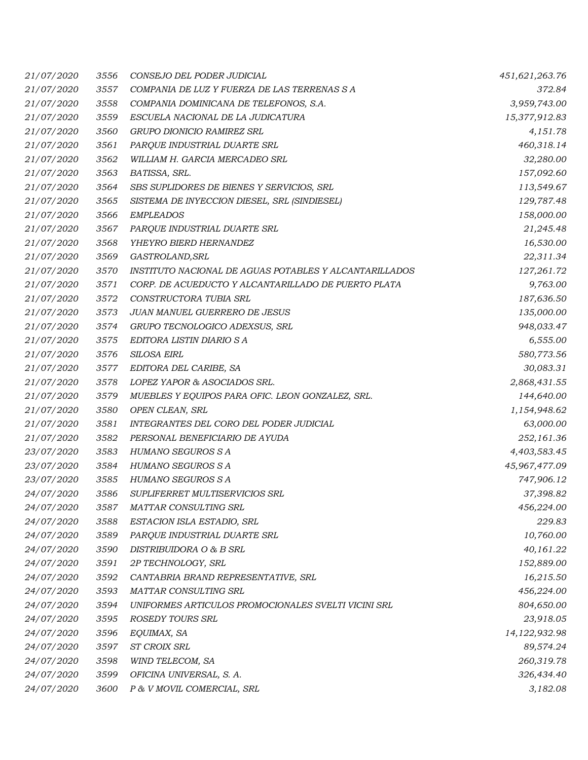| | | | |
|---|---|---|---|
| 21/07/2020 | 3556 | CONSEJO DEL PODER JUDICIAL | 451,621,263.76 |
| 21/07/2020 | 3557 | COMPANIA DE LUZ Y FUERZA DE LAS TERRENAS S A | 372.84 |
| 21/07/2020 | 3558 | COMPANIA DOMINICANA DE TELEFONOS, S.A. | 3,959,743.00 |
| 21/07/2020 | 3559 | ESCUELA NACIONAL DE LA JUDICATURA | 15,377,912.83 |
| 21/07/2020 | 3560 | GRUPO DIONICIO RAMIREZ SRL | 4,151.78 |
| 21/07/2020 | 3561 | PARQUE INDUSTRIAL DUARTE SRL | 460,318.14 |
| 21/07/2020 | 3562 | WILLIAM H. GARCIA MERCADEO SRL | 32,280.00 |
| 21/07/2020 | 3563 | BATISSA, SRL. | 157,092.60 |
| 21/07/2020 | 3564 | SBS SUPLIDORES DE BIENES Y SERVICIOS, SRL | 113,549.67 |
| 21/07/2020 | 3565 | SISTEMA DE INYECCION DIESEL, SRL (SINDIESEL) | 129,787.48 |
| 21/07/2020 | 3566 | EMPLEADOS | 158,000.00 |
| 21/07/2020 | 3567 | PARQUE INDUSTRIAL DUARTE SRL | 21,245.48 |
| 21/07/2020 | 3568 | YHEYRO BIERD HERNANDEZ | 16,530.00 |
| 21/07/2020 | 3569 | GASTROLAND,SRL | 22,311.34 |
| 21/07/2020 | 3570 | INSTITUTO NACIONAL DE AGUAS POTABLES Y ALCANTARILLADOS | 127,261.72 |
| 21/07/2020 | 3571 | CORP. DE ACUEDUCTO Y ALCANTARILLADO DE PUERTO PLATA | 9,763.00 |
| 21/07/2020 | 3572 | CONSTRUCTORA TUBIA SRL | 187,636.50 |
| 21/07/2020 | 3573 | JUAN MANUEL GUERRERO DE JESUS | 135,000.00 |
| 21/07/2020 | 3574 | GRUPO TECNOLOGICO ADEXSUS, SRL | 948,033.47 |
| 21/07/2020 | 3575 | EDITORA LISTIN DIARIO S A | 6,555.00 |
| 21/07/2020 | 3576 | SILOSA EIRL | 580,773.56 |
| 21/07/2020 | 3577 | EDITORA DEL CARIBE, SA | 30,083.31 |
| 21/07/2020 | 3578 | LOPEZ YAPOR & ASOCIADOS SRL. | 2,868,431.55 |
| 21/07/2020 | 3579 | MUEBLES Y EQUIPOS PARA OFIC. LEON GONZALEZ, SRL. | 144,640.00 |
| 21/07/2020 | 3580 | OPEN CLEAN, SRL | 1,154,948.62 |
| 21/07/2020 | 3581 | INTEGRANTES DEL CORO DEL PODER JUDICIAL | 63,000.00 |
| 21/07/2020 | 3582 | PERSONAL BENEFICIARIO DE AYUDA | 252,161.36 |
| 23/07/2020 | 3583 | HUMANO SEGUROS S A | 4,403,583.45 |
| 23/07/2020 | 3584 | HUMANO SEGUROS S A | 45,967,477.09 |
| 23/07/2020 | 3585 | HUMANO SEGUROS S A | 747,906.12 |
| 24/07/2020 | 3586 | SUPLIFERRET MULTISERVICIOS SRL | 37,398.82 |
| 24/07/2020 | 3587 | MATTAR CONSULTING SRL | 456,224.00 |
| 24/07/2020 | 3588 | ESTACION ISLA ESTADIO, SRL | 229.83 |
| 24/07/2020 | 3589 | PARQUE INDUSTRIAL DUARTE SRL | 10,760.00 |
| 24/07/2020 | 3590 | DISTRIBUIDORA O & B SRL | 40,161.22 |
| 24/07/2020 | 3591 | 2P TECHNOLOGY, SRL | 152,889.00 |
| 24/07/2020 | 3592 | CANTABRIA BRAND REPRESENTATIVE, SRL | 16,215.50 |
| 24/07/2020 | 3593 | MATTAR CONSULTING SRL | 456,224.00 |
| 24/07/2020 | 3594 | UNIFORMES ARTICULOS PROMOCIONALES SVELTI VICINI SRL | 804,650.00 |
| 24/07/2020 | 3595 | ROSEDY TOURS SRL | 23,918.05 |
| 24/07/2020 | 3596 | EQUIMAX, SA | 14,122,932.98 |
| 24/07/2020 | 3597 | ST CROIX SRL | 89,574.24 |
| 24/07/2020 | 3598 | WIND TELECOM, SA | 260,319.78 |
| 24/07/2020 | 3599 | OFICINA UNIVERSAL, S. A. | 326,434.40 |
| 24/07/2020 | 3600 | P & V MOVIL COMERCIAL, SRL | 3,182.08 |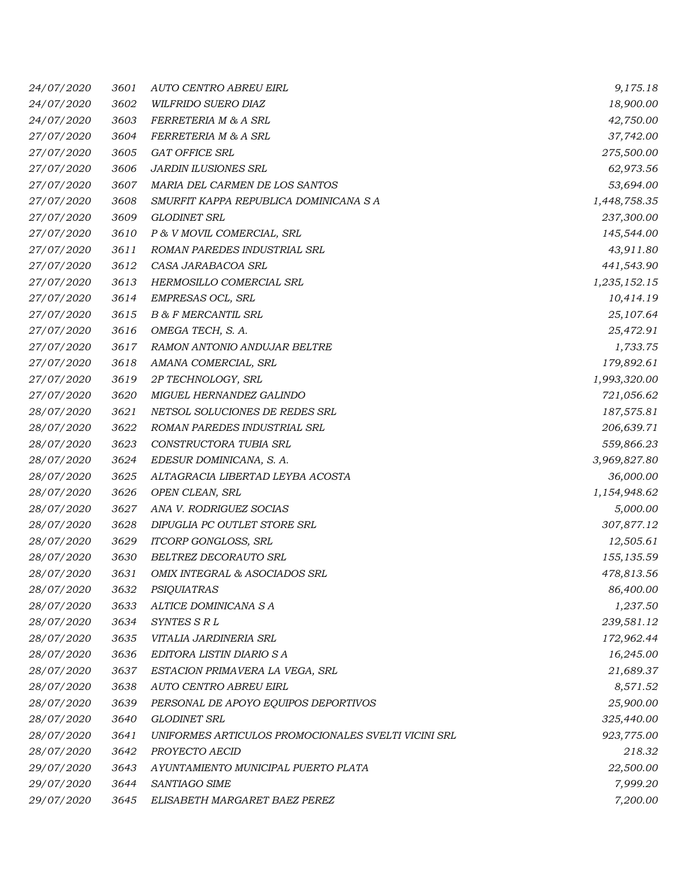| | | | |
|---|---|---|---|
| 24/07/2020 | 3601 | AUTO CENTRO ABREU EIRL | 9,175.18 |
| 24/07/2020 | 3602 | WILFRIDO SUERO DIAZ | 18,900.00 |
| 24/07/2020 | 3603 | FERRETERIA M & A SRL | 42,750.00 |
| 27/07/2020 | 3604 | FERRETERIA M & A SRL | 37,742.00 |
| 27/07/2020 | 3605 | GAT OFFICE SRL | 275,500.00 |
| 27/07/2020 | 3606 | JARDIN ILUSIONES SRL | 62,973.56 |
| 27/07/2020 | 3607 | MARIA DEL CARMEN DE LOS SANTOS | 53,694.00 |
| 27/07/2020 | 3608 | SMURFIT KAPPA REPUBLICA DOMINICANA S A | 1,448,758.35 |
| 27/07/2020 | 3609 | GLODINET SRL | 237,300.00 |
| 27/07/2020 | 3610 | P & V MOVIL COMERCIAL, SRL | 145,544.00 |
| 27/07/2020 | 3611 | ROMAN PAREDES INDUSTRIAL SRL | 43,911.80 |
| 27/07/2020 | 3612 | CASA JARABACOA SRL | 441,543.90 |
| 27/07/2020 | 3613 | HERMOSILLO COMERCIAL SRL | 1,235,152.15 |
| 27/07/2020 | 3614 | EMPRESAS OCL, SRL | 10,414.19 |
| 27/07/2020 | 3615 | B & F MERCANTIL SRL | 25,107.64 |
| 27/07/2020 | 3616 | OMEGA TECH, S. A. | 25,472.91 |
| 27/07/2020 | 3617 | RAMON ANTONIO ANDUJAR BELTRE | 1,733.75 |
| 27/07/2020 | 3618 | AMANA COMERCIAL, SRL | 179,892.61 |
| 27/07/2020 | 3619 | 2P TECHNOLOGY, SRL | 1,993,320.00 |
| 27/07/2020 | 3620 | MIGUEL HERNANDEZ GALINDO | 721,056.62 |
| 28/07/2020 | 3621 | NETSOL SOLUCIONES DE REDES SRL | 187,575.81 |
| 28/07/2020 | 3622 | ROMAN PAREDES INDUSTRIAL SRL | 206,639.71 |
| 28/07/2020 | 3623 | CONSTRUCTORA TUBIA SRL | 559,866.23 |
| 28/07/2020 | 3624 | EDESUR DOMINICANA, S. A. | 3,969,827.80 |
| 28/07/2020 | 3625 | ALTAGRACIA LIBERTAD LEYBA ACOSTA | 36,000.00 |
| 28/07/2020 | 3626 | OPEN CLEAN, SRL | 1,154,948.62 |
| 28/07/2020 | 3627 | ANA V. RODRIGUEZ SOCIAS | 5,000.00 |
| 28/07/2020 | 3628 | DIPUGLIA PC OUTLET STORE SRL | 307,877.12 |
| 28/07/2020 | 3629 | ITCORP GONGLOSS, SRL | 12,505.61 |
| 28/07/2020 | 3630 | BELTREZ DECORAUTO SRL | 155,135.59 |
| 28/07/2020 | 3631 | OMIX INTEGRAL & ASOCIADOS SRL | 478,813.56 |
| 28/07/2020 | 3632 | PSIQUIATRAS | 86,400.00 |
| 28/07/2020 | 3633 | ALTICE DOMINICANA S A | 1,237.50 |
| 28/07/2020 | 3634 | SYNTES S R L | 239,581.12 |
| 28/07/2020 | 3635 | VITALIA JARDINERIA SRL | 172,962.44 |
| 28/07/2020 | 3636 | EDITORA LISTIN DIARIO S A | 16,245.00 |
| 28/07/2020 | 3637 | ESTACION PRIMAVERA LA VEGA, SRL | 21,689.37 |
| 28/07/2020 | 3638 | AUTO CENTRO ABREU EIRL | 8,571.52 |
| 28/07/2020 | 3639 | PERSONAL DE APOYO EQUIPOS DEPORTIVOS | 25,900.00 |
| 28/07/2020 | 3640 | GLODINET SRL | 325,440.00 |
| 28/07/2020 | 3641 | UNIFORMES ARTICULOS PROMOCIONALES SVELTI VICINI SRL | 923,775.00 |
| 28/07/2020 | 3642 | PROYECTO AECID | 218.32 |
| 29/07/2020 | 3643 | AYUNTAMIENTO MUNICIPAL PUERTO PLATA | 22,500.00 |
| 29/07/2020 | 3644 | SANTIAGO SIME | 7,999.20 |
| 29/07/2020 | 3645 | ELISABETH MARGARET BAEZ PEREZ | 7,200.00 |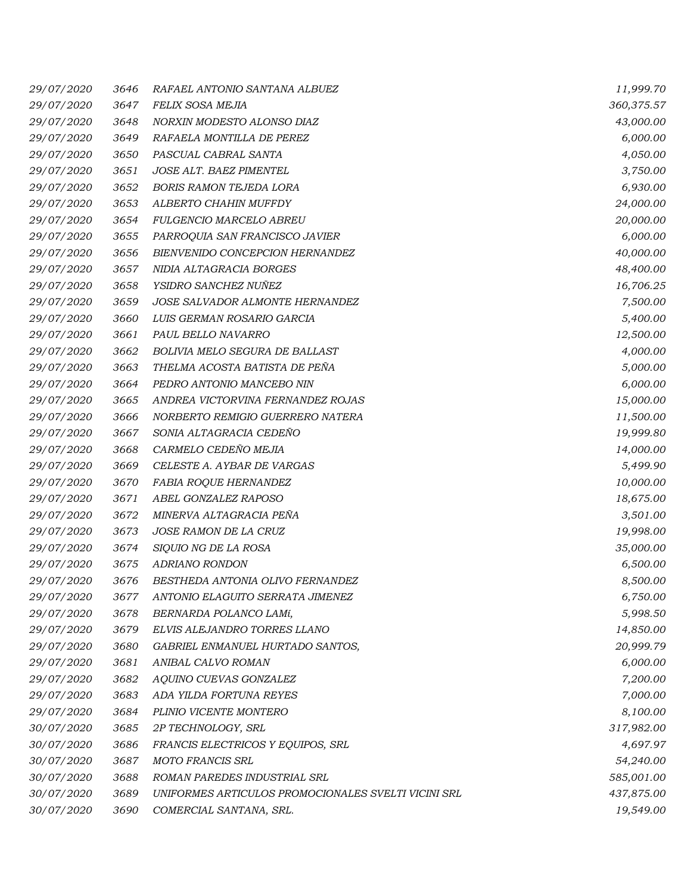| | | | |
|---|---|---|---|
| 29/07/2020 | 3646 | RAFAEL ANTONIO SANTANA ALBUEZ | 11,999.70 |
| 29/07/2020 | 3647 | FELIX SOSA MEJIA | 360,375.57 |
| 29/07/2020 | 3648 | NORXIN MODESTO ALONSO DIAZ | 43,000.00 |
| 29/07/2020 | 3649 | RAFAELA MONTILLA DE PEREZ | 6,000.00 |
| 29/07/2020 | 3650 | PASCUAL CABRAL SANTA | 4,050.00 |
| 29/07/2020 | 3651 | JOSE ALT. BAEZ PIMENTEL | 3,750.00 |
| 29/07/2020 | 3652 | BORIS RAMON TEJEDA LORA | 6,930.00 |
| 29/07/2020 | 3653 | ALBERTO CHAHIN MUFFDY | 24,000.00 |
| 29/07/2020 | 3654 | FULGENCIO MARCELO ABREU | 20,000.00 |
| 29/07/2020 | 3655 | PARROQUIA SAN FRANCISCO JAVIER | 6,000.00 |
| 29/07/2020 | 3656 | BIENVENIDO CONCEPCION HERNANDEZ | 40,000.00 |
| 29/07/2020 | 3657 | NIDIA ALTAGRACIA BORGES | 48,400.00 |
| 29/07/2020 | 3658 | YSIDRO SANCHEZ NUÑEZ | 16,706.25 |
| 29/07/2020 | 3659 | JOSE SALVADOR ALMONTE HERNANDEZ | 7,500.00 |
| 29/07/2020 | 3660 | LUIS GERMAN ROSARIO GARCIA | 5,400.00 |
| 29/07/2020 | 3661 | PAUL BELLO NAVARRO | 12,500.00 |
| 29/07/2020 | 3662 | BOLIVIA MELO SEGURA DE BALLAST | 4,000.00 |
| 29/07/2020 | 3663 | THELMA ACOSTA BATISTA DE PEÑA | 5,000.00 |
| 29/07/2020 | 3664 | PEDRO ANTONIO MANCEBO NIN | 6,000.00 |
| 29/07/2020 | 3665 | ANDREA VICTORVINA FERNANDEZ ROJAS | 15,000.00 |
| 29/07/2020 | 3666 | NORBERTO REMIGIO GUERRERO NATERA | 11,500.00 |
| 29/07/2020 | 3667 | SONIA ALTAGRACIA CEDEÑO | 19,999.80 |
| 29/07/2020 | 3668 | CARMELO CEDEÑO MEJIA | 14,000.00 |
| 29/07/2020 | 3669 | CELESTE A. AYBAR DE VARGAS | 5,499.90 |
| 29/07/2020 | 3670 | FABIA ROQUE HERNANDEZ | 10,000.00 |
| 29/07/2020 | 3671 | ABEL GONZALEZ RAPOSO | 18,675.00 |
| 29/07/2020 | 3672 | MINERVA ALTAGRACIA PEÑA | 3,501.00 |
| 29/07/2020 | 3673 | JOSE RAMON DE LA CRUZ | 19,998.00 |
| 29/07/2020 | 3674 | SIQUIO NG DE LA ROSA | 35,000.00 |
| 29/07/2020 | 3675 | ADRIANO RONDON | 6,500.00 |
| 29/07/2020 | 3676 | BESTHEDA ANTONIA OLIVO FERNANDEZ | 8,500.00 |
| 29/07/2020 | 3677 | ANTONIO ELAGUITO SERRATA JIMENEZ | 6,750.00 |
| 29/07/2020 | 3678 | BERNARDA POLANCO LAMí, | 5,998.50 |
| 29/07/2020 | 3679 | ELVIS ALEJANDRO TORRES LLANO | 14,850.00 |
| 29/07/2020 | 3680 | GABRIEL ENMANUEL HURTADO SANTOS, | 20,999.79 |
| 29/07/2020 | 3681 | ANIBAL CALVO ROMAN | 6,000.00 |
| 29/07/2020 | 3682 | AQUINO CUEVAS GONZALEZ | 7,200.00 |
| 29/07/2020 | 3683 | ADA YILDA FORTUNA REYES | 7,000.00 |
| 29/07/2020 | 3684 | PLINIO VICENTE MONTERO | 8,100.00 |
| 30/07/2020 | 3685 | 2P TECHNOLOGY, SRL | 317,982.00 |
| 30/07/2020 | 3686 | FRANCIS ELECTRICOS Y EQUIPOS, SRL | 4,697.97 |
| 30/07/2020 | 3687 | MOTO FRANCIS SRL | 54,240.00 |
| 30/07/2020 | 3688 | ROMAN PAREDES INDUSTRIAL SRL | 585,001.00 |
| 30/07/2020 | 3689 | UNIFORMES ARTICULOS PROMOCIONALES SVELTI VICINI SRL | 437,875.00 |
| 30/07/2020 | 3690 | COMERCIAL SANTANA, SRL. | 19,549.00 |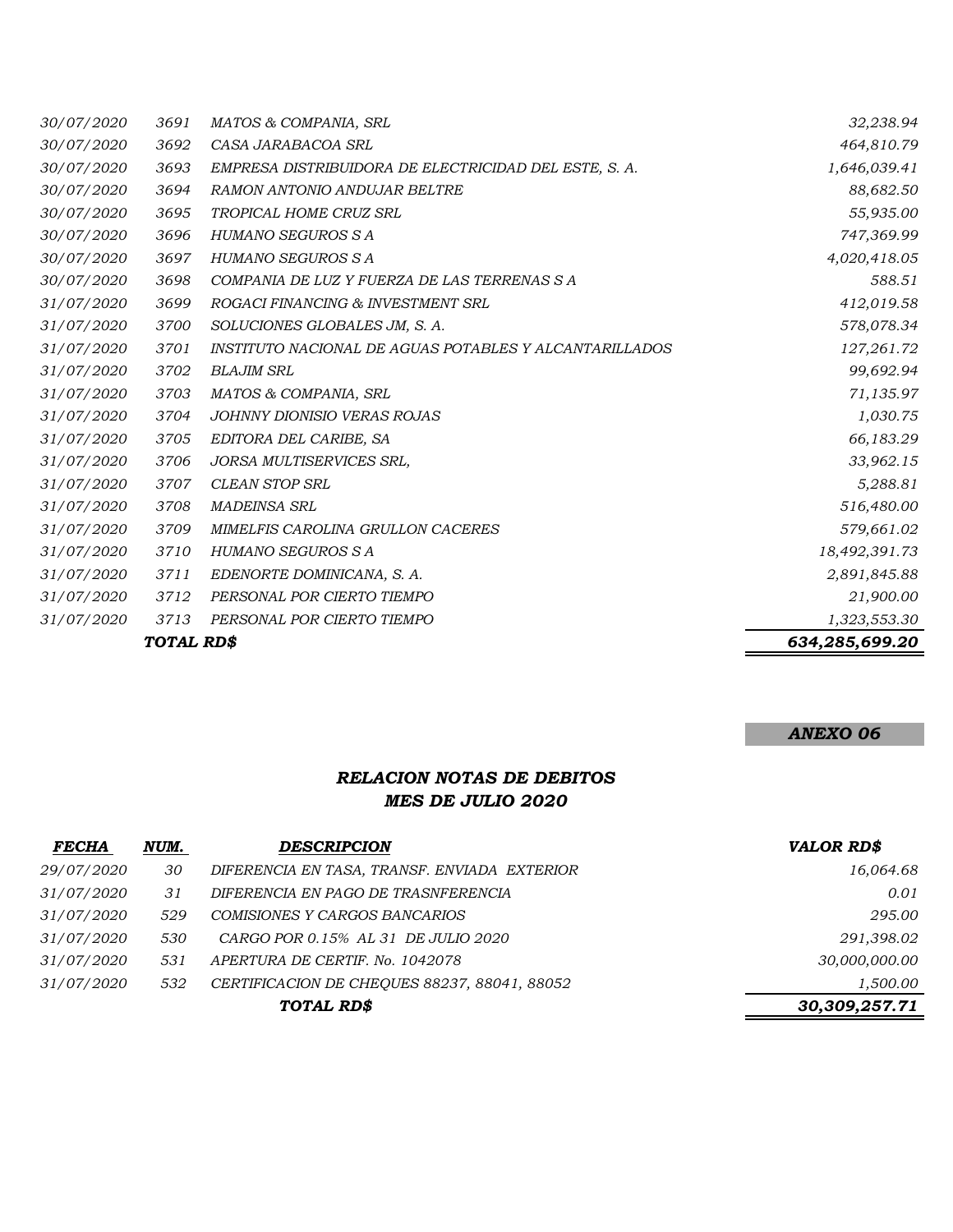| | | | |
|---|---|---|---|
| 30/07/2020 | 3691 | MATOS & COMPANIA, SRL | 32,238.94 |
| 30/07/2020 | 3692 | CASA JARABACOA SRL | 464,810.79 |
| 30/07/2020 | 3693 | EMPRESA DISTRIBUIDORA DE ELECTRICIDAD DEL ESTE, S. A. | 1,646,039.41 |
| 30/07/2020 | 3694 | RAMON ANTONIO ANDUJAR BELTRE | 88,682.50 |
| 30/07/2020 | 3695 | TROPICAL HOME CRUZ SRL | 55,935.00 |
| 30/07/2020 | 3696 | HUMANO SEGUROS S A | 747,369.99 |
| 30/07/2020 | 3697 | HUMANO SEGUROS S A | 4,020,418.05 |
| 30/07/2020 | 3698 | COMPANIA DE LUZ Y FUERZA DE LAS TERRENAS S A | 588.51 |
| 31/07/2020 | 3699 | ROGACI FINANCING & INVESTMENT SRL | 412,019.58 |
| 31/07/2020 | 3700 | SOLUCIONES GLOBALES JM, S. A. | 578,078.34 |
| 31/07/2020 | 3701 | INSTITUTO NACIONAL DE AGUAS POTABLES Y ALCANTARILLADOS | 127,261.72 |
| 31/07/2020 | 3702 | BLAJIM SRL | 99,692.94 |
| 31/07/2020 | 3703 | MATOS & COMPANIA, SRL | 71,135.97 |
| 31/07/2020 | 3704 | JOHNNY DIONISIO VERAS ROJAS | 1,030.75 |
| 31/07/2020 | 3705 | EDITORA DEL CARIBE, SA | 66,183.29 |
| 31/07/2020 | 3706 | JORSA MULTISERVICES SRL, | 33,962.15 |
| 31/07/2020 | 3707 | CLEAN STOP SRL | 5,288.81 |
| 31/07/2020 | 3708 | MADEINSA SRL | 516,480.00 |
| 31/07/2020 | 3709 | MIMELFIS CAROLINA GRULLON CACERES | 579,661.02 |
| 31/07/2020 | 3710 | HUMANO SEGUROS S A | 18,492,391.73 |
| 31/07/2020 | 3711 | EDENORTE DOMINICANA, S. A. | 2,891,845.88 |
| 31/07/2020 | 3712 | PERSONAL POR CIERTO TIEMPO | 21,900.00 |
| 31/07/2020 | 3713 | PERSONAL POR CIERTO TIEMPO | 1,323,553.30 |
| | **TOTAL RD$** | | **634,285,699.20** |

***ANEXO 06***

## *RELACION NOTAS DE DEBITOS*
## *MES DE JULIO 2020*

| *FECHA* | *NUM.* | *DESCRIPCION* | *VALOR RD$* |
|---|---|---|---|
| 29/07/2020 | 30 | DIFERENCIA EN TASA, TRANSF. ENVIADA EXTERIOR | 16,064.68 |
| 31/07/2020 | 31 | DIFERENCIA EN PAGO DE TRASNFERENCIA | 0.01 |
| 31/07/2020 | 529 | COMISIONES Y CARGOS BANCARIOS | 295.00 |
| 31/07/2020 | 530 | CARGO POR 0.15% AL 31 DE JULIO 2020 | 291,398.02 |
| 31/07/2020 | 531 | APERTURA DE CERTIF. No. 1042078 | 30,000,000.00 |
| 31/07/2020 | 532 | CERTIFICACION DE CHEQUES 88237, 88041, 88052 | 1,500.00 |
| | | **TOTAL RD$** | **30,309,257.71** |